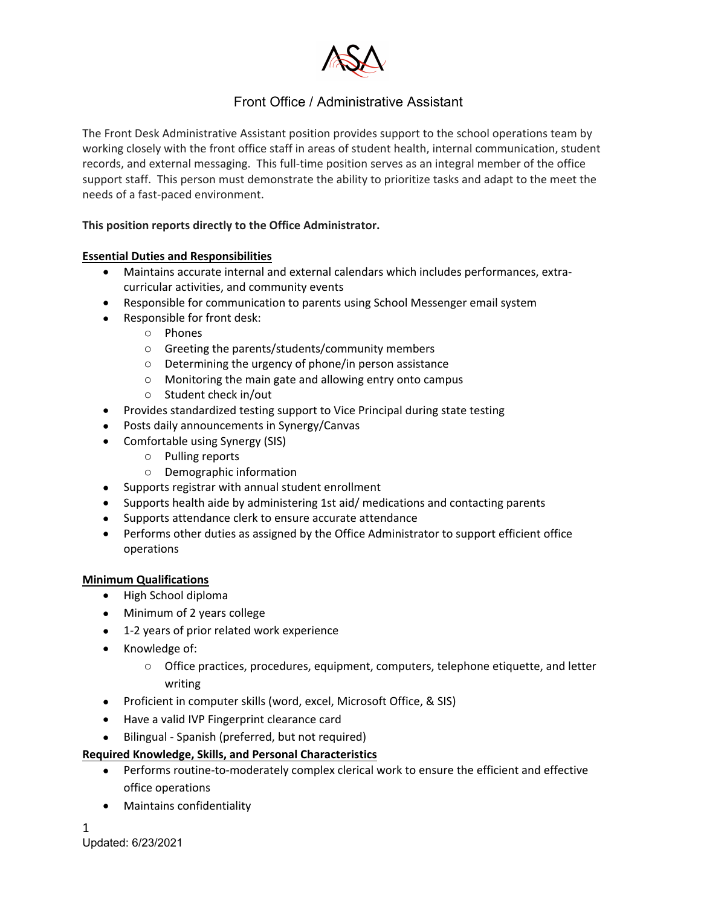# Front Office / Administrative Assistant

The Front Desk Administrative Assistant position provides support to the school operations team by working closely with the front office staff in areas of student health, internal communication, student records, and external messaging. This full-time position serves as an integral member of the office support staff. This person must demonstrate the ability to prioritize tasks and adapt to the meet the needs of a fast-paced environment.

**This position reports directly to the Office Administrator.**

**Essential Duties and Responsibilities**

- Maintains accurate internal and external calendars which includes performances, extra-curricular activities, and community events
- Responsible for communication to parents using School Messenger email system
- Responsible for front desk:
  - Phones
  - Greeting the parents/students/community members
  - Determining the urgency of phone/in person assistance
  - Monitoring the main gate and allowing entry onto campus
  - Student check in/out
- Provides standardized testing support to Vice Principal during state testing
- Posts daily announcements in Synergy/Canvas
- Comfortable using Synergy (SIS)
  - Pulling reports
  - Demographic information
- Supports registrar with annual student enrollment
- Supports health aide by administering 1st aid/ medications and contacting parents
- Supports attendance clerk to ensure accurate attendance
- Performs other duties as assigned by the Office Administrator to support efficient office operations

**Minimum Qualifications**

- High School diploma
- Minimum of 2 years college
- 1-2 years of prior related work experience
- Knowledge of:
  - Office practices, procedures, equipment, computers, telephone etiquette, and letter writing
- Proficient in computer skills (word, excel, Microsoft Office, & SIS)
- Have a valid IVP Fingerprint clearance card
- Bilingual - Spanish (preferred, but not required)

**Required Knowledge, Skills, and Personal Characteristics**

- Performs routine-to-moderately complex clerical work to ensure the efficient and effective office operations
- Maintains confidentiality

Updated: 6/23/2021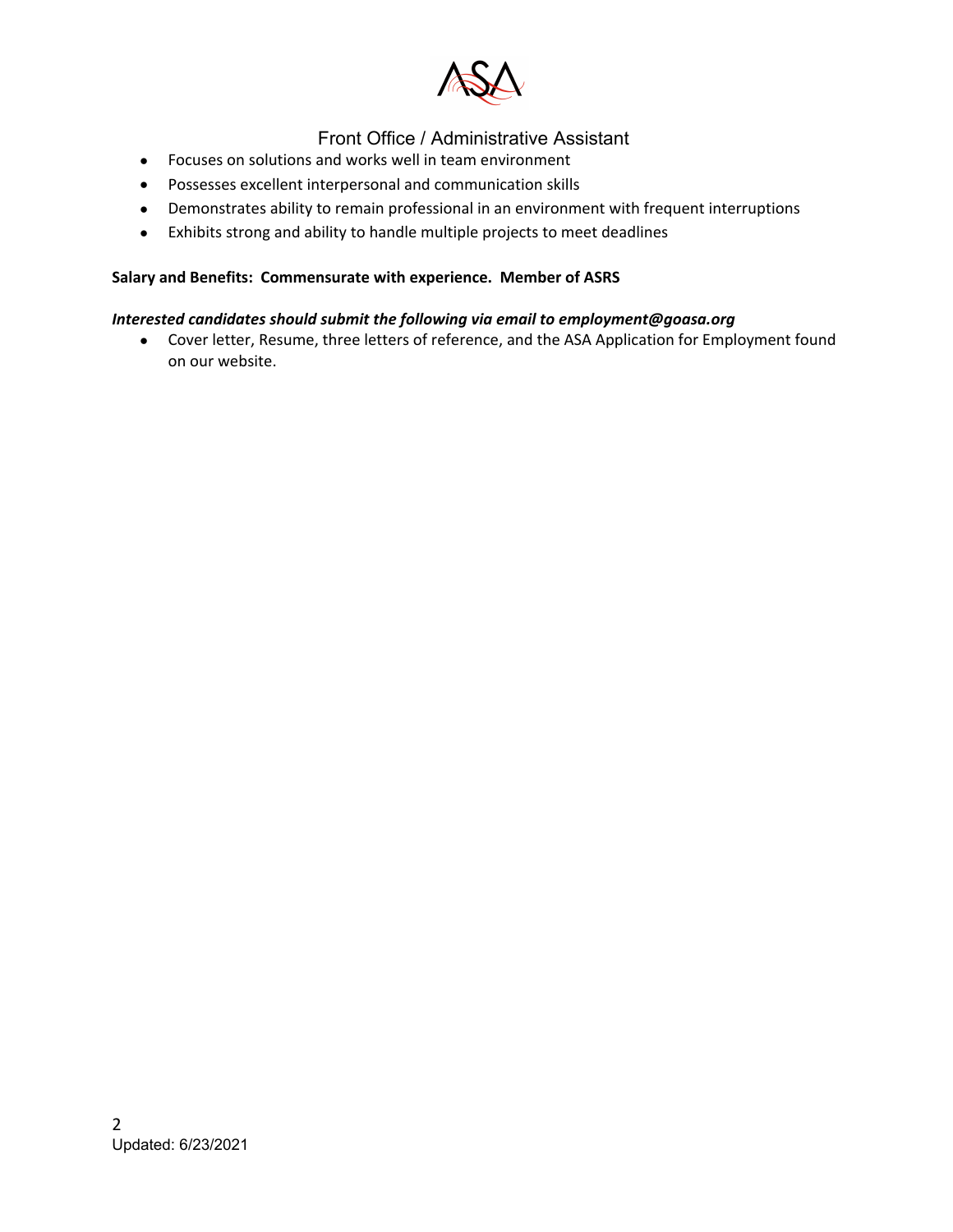- Focuses on solutions and works well in team environment
- Possesses excellent interpersonal and communication skills
- Demonstrates ability to remain professional in an environment with frequent interruptions
- Exhibits strong and ability to handle multiple projects to meet deadlines

**Salary and Benefits: Commensurate with experience. Member of ASRS**

***Interested candidates should submit the following via email to employment@goasa.org***

- Cover letter, Resume, three letters of reference, and the ASA Application for Employment found on our website.

Updated: 6/23/2021